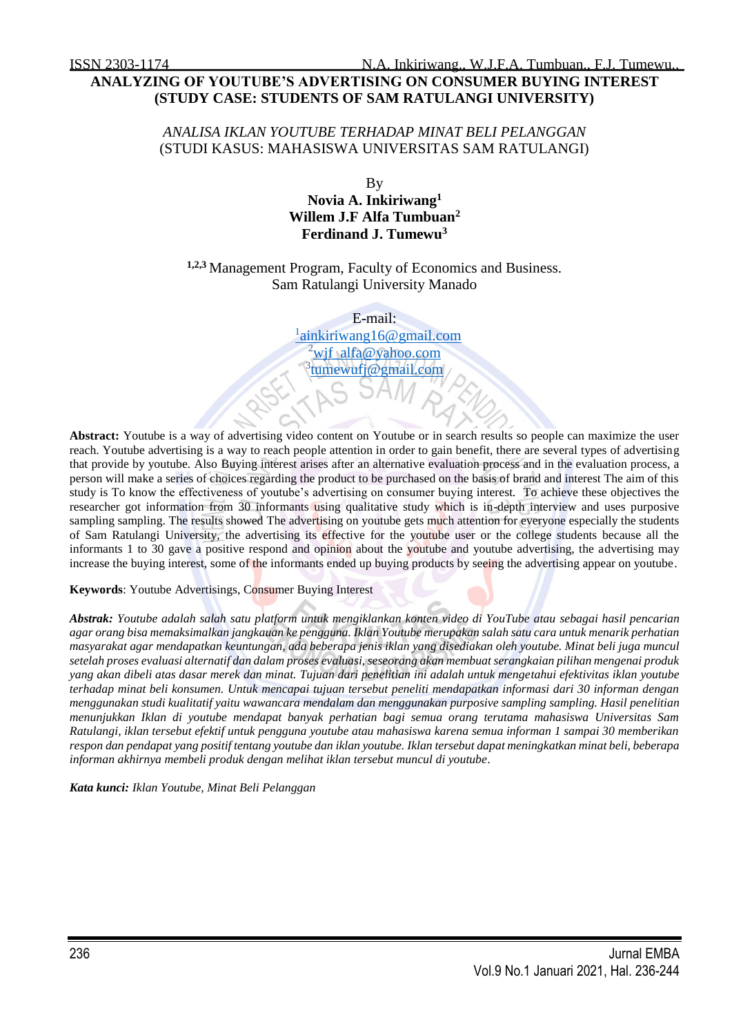# ANALYZING OF YOUTUBE'S ADVERTISING ON CONSUMER BUYING INTEREST (STUDY CASE: STUDENTS OF SAM RATULANGI UNIVERSITY)

*ANALISA IKLAN YOUTUBE TERHADAP MINAT BELI PELANGGAN*
(STUDI KASUS: MAHASISWA UNIVERSITAS SAM RATULANGI)

By
**Novia A. Inkiriwang[1]**
**Willem J.F Alfa Tumbuan[2]**
**Ferdinand J. Tumewu[3]**

[1,2,3] Management Program, Faculty of Economics and Business.
Sam Ratulangi University Manado

E-mail:
[1]ainkiriwang16@gmail.com
[2]wjf_alfa@yahoo.com
[3]tumewufj@gmail.com

**Abstract:** Youtube is a way of advertising video content on Youtube or in search results so people can maximize the user reach. Youtube advertising is a way to reach people attention in order to gain benefit, there are several types of advertising that provide by youtube. Also Buying interest arises after an alternative evaluation process and in the evaluation process, a person will make a series of choices regarding the product to be purchased on the basis of brand and interest The aim of this study is To know the effectiveness of youtube's advertising on consumer buying interest. To achieve these objectives the researcher got information from 30 informants using qualitative study which is in-depth interview and uses purposive sampling sampling. The results showed The advertising on youtube gets much attention for everyone especially the students of Sam Ratulangi University, the advertising its effective for the youtube user or the college students because all the informants 1 to 30 gave a positive respond and opinion about the youtube and youtube advertising, the advertising may increase the buying interest, some of the informants ended up buying products by seeing the advertising appear on youtube.

**Keywords**: Youtube Advertisings, Consumer Buying Interest

***Abstrak:*** *Youtube adalah salah satu platform untuk mengiklankan konten video di YouTube atau sebagai hasil pencarian agar orang bisa memaksimalkan jangkauan ke pengguna. Iklan Youtube merupakan salah satu cara untuk menarik perhatian masyarakat agar mendapatkan keuntungan, ada beberapa jenis iklan yang disediakan oleh youtube. Minat beli juga muncul setelah proses evaluasi alternatif dan dalam proses evaluasi, seseorang akan membuat serangkaian pilihan mengenai produk yang akan dibeli atas dasar merek dan minat. Tujuan dari penelitian ini adalah untuk mengetahui efektivitas iklan youtube terhadap minat beli konsumen. Untuk mencapai tujuan tersebut peneliti mendapatkan informasi dari 30 informan dengan menggunakan studi kualitatif yaitu wawancara mendalam dan menggunakan purposive sampling sampling. Hasil penelitian menunjukkan Iklan di youtube mendapat banyak perhatian bagi semua orang terutama mahasiswa Universitas Sam Ratulangi, iklan tersebut efektif untuk pengguna youtube atau mahasiswa karena semua informan 1 sampai 30 memberikan respon dan pendapat yang positif tentang youtube dan iklan youtube. Iklan tersebut dapat meningkatkan minat beli, beberapa informan akhirnya membeli produk dengan melihat iklan tersebut muncul di youtube.*

***Kata kunci:*** *Iklan Youtube, Minat Beli Pelanggan*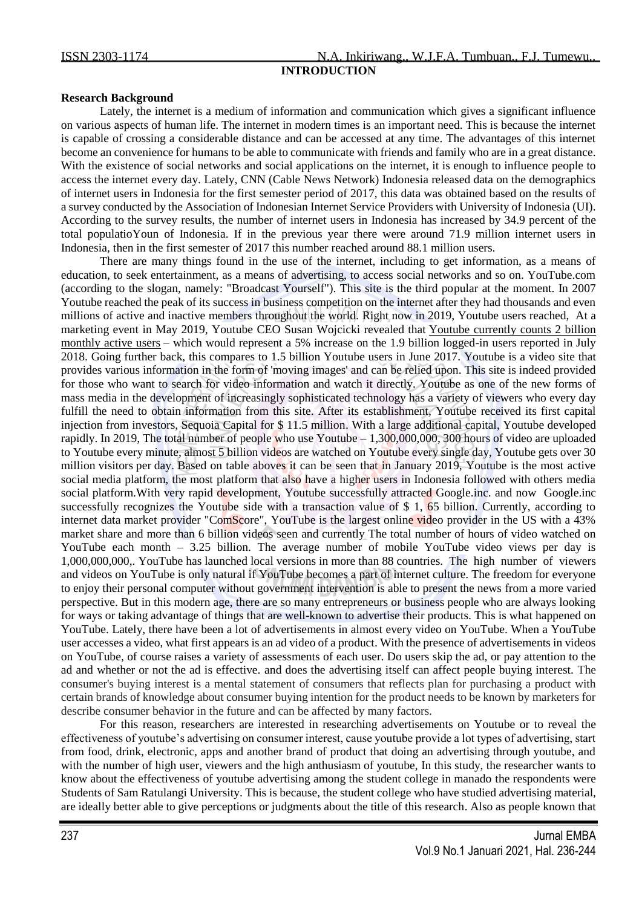## INTRODUCTION

**Research Background**

Lately, the internet is a medium of information and communication which gives a significant influence on various aspects of human life. The internet in modern times is an important need. This is because the internet is capable of crossing a considerable distance and can be accessed at any time. The advantages of this internet become an convenience for humans to be able to communicate with friends and family who are in a great distance. With the existence of social networks and social applications on the internet, it is enough to influence people to access the internet every day. Lately, CNN (Cable News Network) Indonesia released data on the demographics of internet users in Indonesia for the first semester period of 2017, this data was obtained based on the results of a survey conducted by the Association of Indonesian Internet Service Providers with University of Indonesia (UI). According to the survey results, the number of internet users in Indonesia has increased by 34.9 percent of the total populatioYoun of Indonesia. If in the previous year there were around 71.9 million internet users in Indonesia, then in the first semester of 2017 this number reached around 88.1 million users.

There are many things found in the use of the internet, including to get information, as a means of education, to seek entertainment, as a means of advertising, to access social networks and so on. YouTube.com (according to the slogan, namely: "Broadcast Yourself"). This site is the third popular at the moment. In 2007 Youtube reached the peak of its success in business competition on the internet after they had thousands and even millions of active and inactive members throughout the world. Right now in 2019, Youtube users reached, At a marketing event in May 2019, Youtube CEO Susan Wojcicki revealed that Youtube currently counts 2 billion monthly active users – which would represent a 5% increase on the 1.9 billion logged-in users reported in July 2018. Going further back, this compares to 1.5 billion Youtube users in June 2017. Youtube is a video site that provides various information in the form of 'moving images' and can be relied upon. This site is indeed provided for those who want to search for video information and watch it directly. Youtube as one of the new forms of mass media in the development of increasingly sophisticated technology has a variety of viewers who every day fulfill the need to obtain information from this site. After its establishment, Youtube received its first capital injection from investors, Sequoia Capital for $ 11.5 million. With a large additional capital, Youtube developed rapidly. In 2019, The total number of people who use Youtube – 1,300,000,000, 300 hours of video are uploaded to Youtube every minute, almost 5 billion videos are watched on Youtube every single day, Youtube gets over 30 million visitors per day. Based on table aboves it can be seen that in January 2019, Youtube is the most active social media platform, the most platform that also have a higher users in Indonesia followed with others media social platform.With very rapid development, Youtube successfully attracted Google.inc. and now Google.inc successfully recognizes the Youtube side with a transaction value of $ 1, 65 billion. Currently, according to internet data market provider "ComScore", YouTube is the largest online video provider in the US with a 43% market share and more than 6 billion videos seen and currently The total number of hours of video watched on YouTube each month – 3.25 billion. The average number of mobile YouTube video views per day is 1,000,000,000,. YouTube has launched local versions in more than 88 countries. The high number of viewers and videos on YouTube is only natural if YouTube becomes a part of internet culture. The freedom for everyone to enjoy their personal computer without government intervention is able to present the news from a more varied perspective. But in this modern age, there are so many entrepreneurs or business people who are always looking for ways or taking advantage of things that are well-known to advertise their products. This is what happened on YouTube. Lately, there have been a lot of advertisements in almost every video on YouTube. When a YouTube user accesses a video, what first appears is an ad video of a product. With the presence of advertisements in videos on YouTube, of course raises a variety of assessments of each user. Do users skip the ad, or pay attention to the ad and whether or not the ad is effective. and does the advertising itself can affect people buying interest. The consumer's buying interest is a mental statement of consumers that reflects plan for purchasing a product with certain brands of knowledge about consumer buying intention for the product needs to be known by marketers for describe consumer behavior in the future and can be affected by many factors.

For this reason, researchers are interested in researching advertisements on Youtube or to reveal the effectiveness of youtube's advertising on consumer interest, cause youtube provide a lot types of advertising, start from food, drink, electronic, apps and another brand of product that doing an advertising through youtube, and with the number of high user, viewers and the high anthusiasm of youtube, In this study, the researcher wants to know about the effectiveness of youtube advertising among the student college in manado the respondents were Students of Sam Ratulangi University. This is because, the student college who have studied advertising material, are ideally better able to give perceptions or judgments about the title of this research. Also as people known that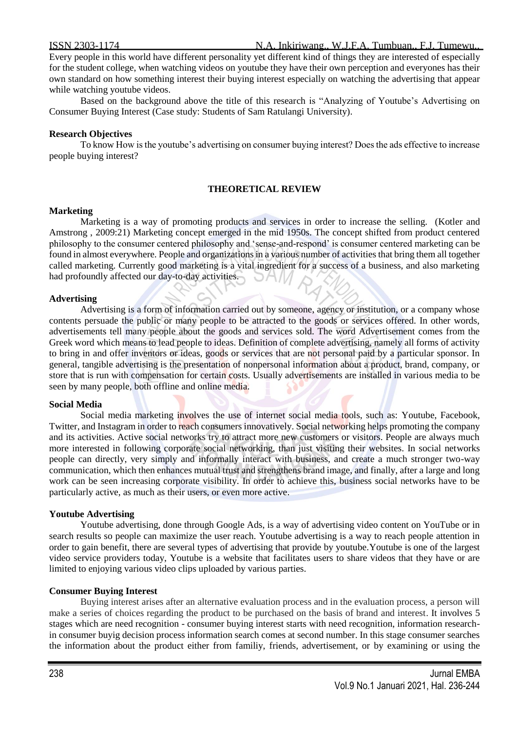Every people in this world have different personality yet different kind of things they are interested of especially for the student college, when watching videos on youtube they have their own perception and everyones has their own standard on how something interest their buying interest especially on watching the advertising that appear while watching youtube videos.

Based on the background above the title of this research is "Analyzing of Youtube's Advertising on Consumer Buying Interest (Case study: Students of Sam Ratulangi University).

**Research Objectives**

To know How is the youtube's advertising on consumer buying interest? Does the ads effective to increase people buying interest?

## THEORETICAL REVIEW

**Marketing**

Marketing is a way of promoting products and services in order to increase the selling. (Kotler and Amstrong , 2009:21) Marketing concept emerged in the mid 1950s. The concept shifted from product centered philosophy to the consumer centered philosophy and 'sense-and-respond' is consumer centered marketing can be found in almost everywhere. People and organizations in a various number of activities that bring them all together called marketing. Currently good marketing is a vital ingredient for a success of a business, and also marketing had profoundly affected our day-to-day activities.

**Advertising**

Advertising is a form of information carried out by someone, agency or institution, or a company whose contents persuade the public or many people to be attracted to the goods or services offered. In other words, advertisements tell many people about the goods and services sold. The word Advertisement comes from the Greek word which means to lead people to ideas. Definition of complete advertising, namely all forms of activity to bring in and offer inventors or ideas, goods or services that are not personal paid by a particular sponsor. In general, tangible advertising is the presentation of nonpersonal information about a product, brand, company, or store that is run with compensation for certain costs. Usually advertisements are installed in various media to be seen by many people, both offline and online media.

**Social Media**

Social media marketing involves the use of internet social media tools, such as: Youtube, Facebook, Twitter, and Instagram in order to reach consumers innovatively. Social networking helps promoting the company and its activities. Active social networks try to attract more new customers or visitors. People are always much more interested in following corporate social networking, than just visiting their websites. In social networks people can directly, very simply and informally interact with business, and create a much stronger two-way communication, which then enhances mutual trust and strengthens brand image, and finally, after a large and long work can be seen increasing corporate visibility. In order to achieve this, business social networks have to be particularly active, as much as their users, or even more active.

**Youtube Advertising**

Youtube advertising, done through Google Ads, is a way of advertising video content on YouTube or in search results so people can maximize the user reach. Youtube advertising is a way to reach people attention in order to gain benefit, there are several types of advertising that provide by youtube.Youtube is one of the largest video service providers today, Youtube is a website that facilitates users to share videos that they have or are limited to enjoying various video clips uploaded by various parties.

**Consumer Buying Interest**

Buying interest arises after an alternative evaluation process and in the evaluation process, a person will make a series of choices regarding the product to be purchased on the basis of brand and interest. It involves 5 stages which are need recognition - consumer buying interest starts with need recognition, information research- in consumer buyig decision process information search comes at second number. In this stage consumer searches the information about the product either from familiy, friends, advertisement, or by examining or using the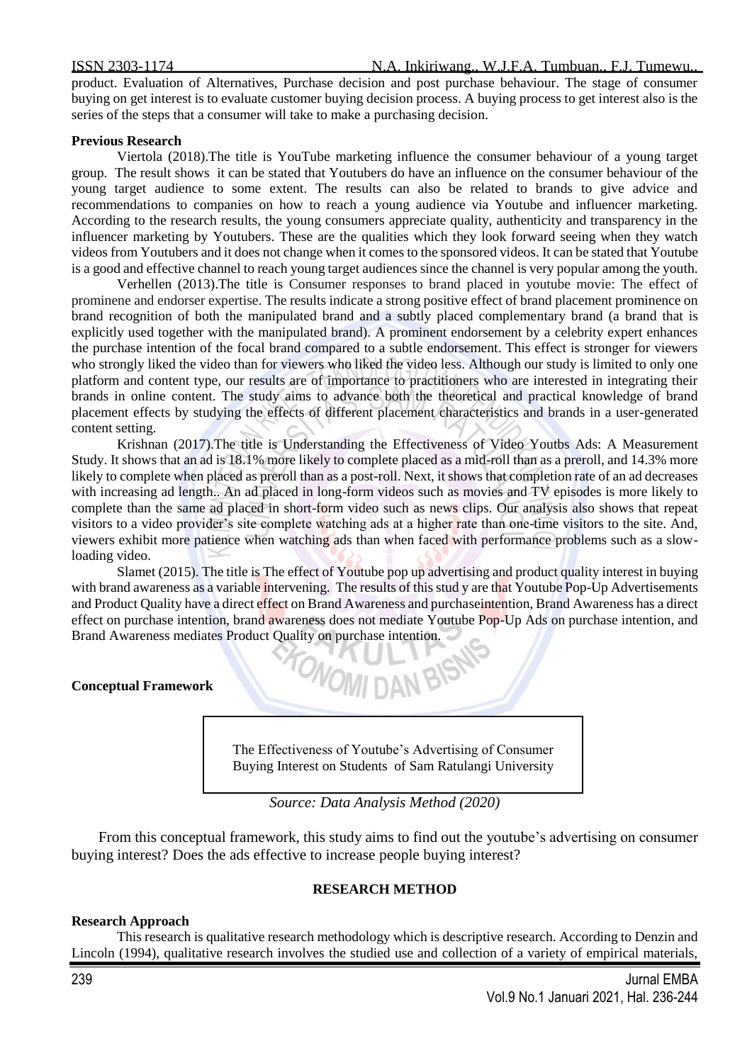product. Evaluation of Alternatives, Purchase decision and post purchase behaviour. The stage of consumer buying on get interest is to evaluate customer buying decision process. A buying process to get interest also is the series of the steps that a consumer will take to make a purchasing decision.

**Previous Research**

Viertola (2018).The title is YouTube marketing influence the consumer behaviour of a young target group. The result shows it can be stated that Youtubers do have an influence on the consumer behaviour of the young target audience to some extent. The results can also be related to brands to give advice and recommendations to companies on how to reach a young audience via Youtube and influencer marketing. According to the research results, the young consumers appreciate quality, authenticity and transparency in the influencer marketing by Youtubers. These are the qualities which they look forward seeing when they watch videos from Youtubers and it does not change when it comes to the sponsored videos. It can be stated that Youtube is a good and effective channel to reach young target audiences since the channel is very popular among the youth.

Verhellen (2013).The title is Consumer responses to brand placed in youtube movie: The effect of prominene and endorser expertise. The results indicate a strong positive effect of brand placement prominence on brand recognition of both the manipulated brand and a subtly placed complementary brand (a brand that is explicitly used together with the manipulated brand). A prominent endorsement by a celebrity expert enhances the purchase intention of the focal brand compared to a subtle endorsement. This effect is stronger for viewers who strongly liked the video than for viewers who liked the video less. Although our study is limited to only one platform and content type, our results are of importance to practitioners who are interested in integrating their brands in online content. The study aims to advance both the theoretical and practical knowledge of brand placement effects by studying the effects of different placement characteristics and brands in a user-generated content setting.

Krishnan (2017).The title is Understanding the Effectiveness of Video Youtbs Ads: A Measurement Study. It shows that an ad is 18.1% more likely to complete placed as a mid-roll than as a preroll, and 14.3% more likely to complete when placed as preroll than as a post-roll. Next, it shows that completion rate of an ad decreases with increasing ad length.. An ad placed in long-form videos such as movies and TV episodes is more likely to complete than the same ad placed in short-form video such as news clips. Our analysis also shows that repeat visitors to a video provider's site complete watching ads at a higher rate than one-time visitors to the site. And, viewers exhibit more patience when watching ads than when faced with performance problems such as a slow-loading video.

Slamet (2015). The title is The effect of Youtube pop up advertising and product quality interest in buying with brand awareness as a variable intervening. The results of this stud y are that Youtube Pop-Up Advertisements and Product Quality have a direct effect on Brand Awareness and purchaseintention, Brand Awareness has a direct effect on purchase intention, brand awareness does not mediate Youtube Pop-Up Ads on purchase intention, and Brand Awareness mediates Product Quality on purchase intention.

**Conceptual Framework**

| The Effectiveness of Youtube's Advertising of Consumer Buying Interest on Students of Sam Ratulangi University |
| --- |

*Source: Data Analysis Method (2020)*

From this conceptual framework, this study aims to find out the youtube's advertising on consumer buying interest? Does the ads effective to increase people buying interest?

## RESEARCH METHOD

**Research Approach**

This research is qualitative research methodology which is descriptive research. According to Denzin and Lincoln (1994), qualitative research involves the studied use and collection of a variety of empirical materials,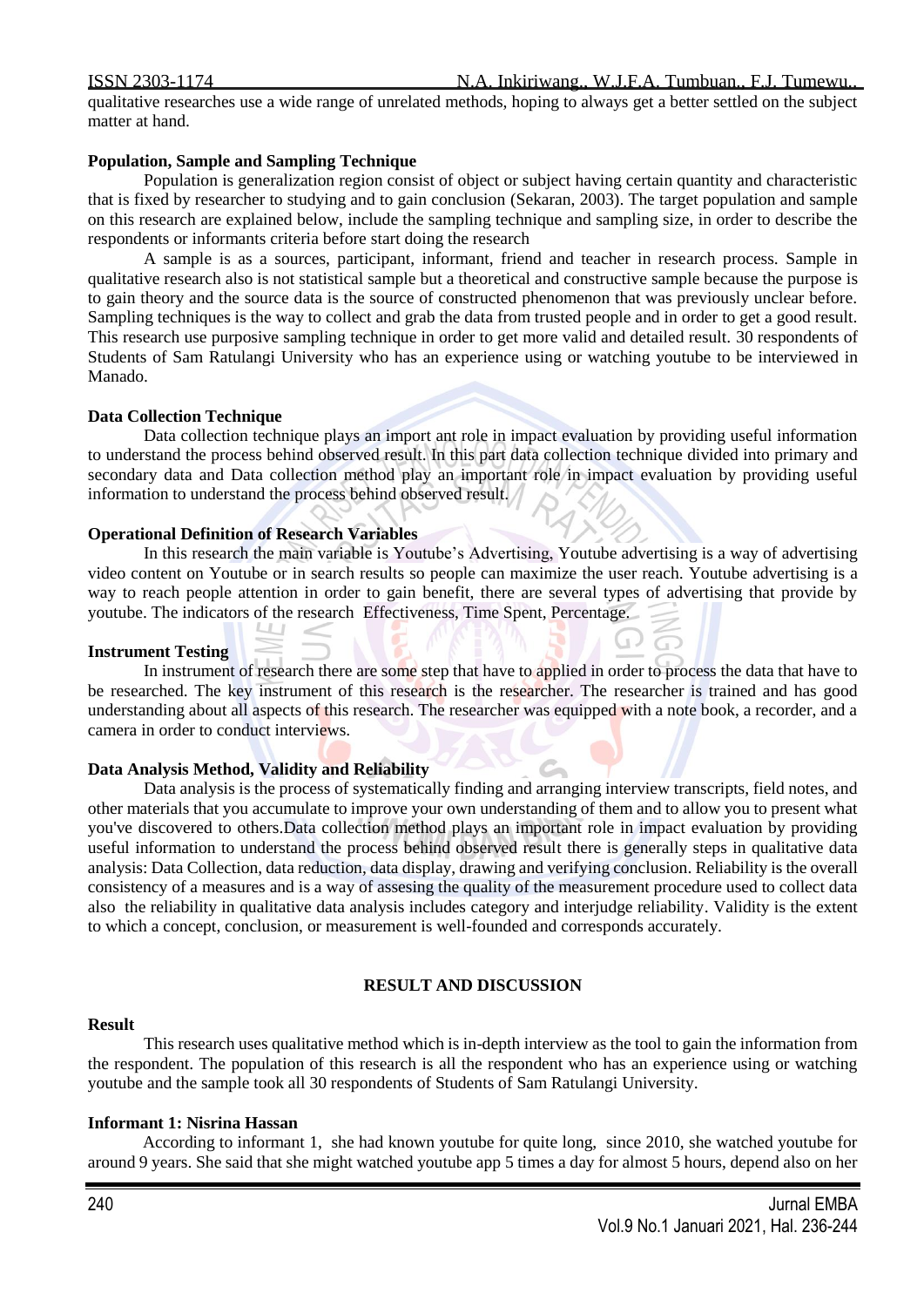qualitative researches use a wide range of unrelated methods, hoping to always get a better settled on the subject matter at hand.

**Population, Sample and Sampling Technique**

Population is generalization region consist of object or subject having certain quantity and characteristic that is fixed by researcher to studying and to gain conclusion (Sekaran, 2003). The target population and sample on this research are explained below, include the sampling technique and sampling size, in order to describe the respondents or informants criteria before start doing the research

A sample is as a sources, participant, informant, friend and teacher in research process. Sample in qualitative research also is not statistical sample but a theoretical and constructive sample because the purpose is to gain theory and the source data is the source of constructed phenomenon that was previously unclear before. Sampling techniques is the way to collect and grab the data from trusted people and in order to get a good result. This research use purposive sampling technique in order to get more valid and detailed result. 30 respondents of Students of Sam Ratulangi University who has an experience using or watching youtube to be interviewed in Manado.

**Data Collection Technique**

Data collection technique plays an import ant role in impact evaluation by providing useful information to understand the process behind observed result. In this part data collection technique divided into primary and secondary data and Data collection method play an important role in impact evaluation by providing useful information to understand the process behind observed result.

**Operational Definition of Research Variables**

In this research the main variable is Youtube's Advertising, Youtube advertising is a way of advertising video content on Youtube or in search results so people can maximize the user reach. Youtube advertising is a way to reach people attention in order to gain benefit, there are several types of advertising that provide by youtube. The indicators of the research Effectiveness, Time Spent, Percentage.

**Instrument Testing**

In instrument of research there are some step that have to applied in order to process the data that have to be researched. The key instrument of this research is the researcher. The researcher is trained and has good understanding about all aspects of this research. The researcher was equipped with a note book, a recorder, and a camera in order to conduct interviews.

**Data Analysis Method, Validity and Reliability**

Data analysis is the process of systematically finding and arranging interview transcripts, field notes, and other materials that you accumulate to improve your own understanding of them and to allow you to present what you've discovered to others.Data collection method plays an important role in impact evaluation by providing useful information to understand the process behind observed result there is generally steps in qualitative data analysis: Data Collection, data reduction, data display, drawing and verifying conclusion. Reliability is the overall consistency of a measures and is a way of assesing the quality of the measurement procedure used to collect data also the reliability in qualitative data analysis includes category and interjudge reliability. Validity is the extent to which a concept, conclusion, or measurement is well-founded and corresponds accurately.

## RESULT AND DISCUSSION

**Result**

This research uses qualitative method which is in-depth interview as the tool to gain the information from the respondent. The population of this research is all the respondent who has an experience using or watching youtube and the sample took all 30 respondents of Students of Sam Ratulangi University.

**Informant 1: Nisrina Hassan**

According to informant 1, she had known youtube for quite long, since 2010, she watched youtube for around 9 years. She said that she might watched youtube app 5 times a day for almost 5 hours, depend also on her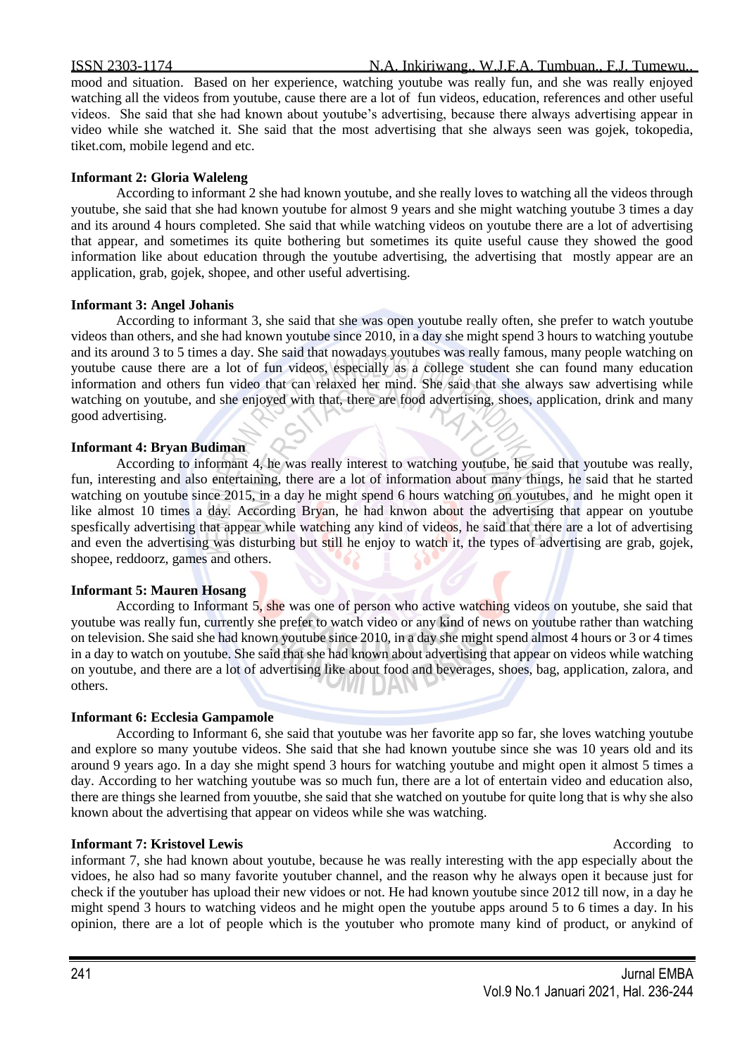mood and situation. Based on her experience, watching youtube was really fun, and she was really enjoyed watching all the videos from youtube, cause there are a lot of fun videos, education, references and other useful videos. She said that she had known about youtube's advertising, because there always advertising appear in video while she watched it. She said that the most advertising that she always seen was gojek, tokopedia, tiket.com, mobile legend and etc.

**Informant 2: Gloria Waleleng**

According to informant 2 she had known youtube, and she really loves to watching all the videos through youtube, she said that she had known youtube for almost 9 years and she might watching youtube 3 times a day and its around 4 hours completed. She said that while watching videos on youtube there are a lot of advertising that appear, and sometimes its quite bothering but sometimes its quite useful cause they showed the good information like about education through the youtube advertising, the advertising that mostly appear are an application, grab, gojek, shopee, and other useful advertising.

**Informant 3: Angel Johanis**

According to informant 3, she said that she was open youtube really often, she prefer to watch youtube videos than others, and she had known youtube since 2010, in a day she might spend 3 hours to watching youtube and its around 3 to 5 times a day. She said that nowadays youtubes was really famous, many people watching on youtube cause there are a lot of fun videos, especially as a college student she can found many education information and others fun video that can relaxed her mind. She said that she always saw advertising while watching on youtube, and she enjoyed with that, there are food advertising, shoes, application, drink and many good advertising.

**Informant 4: Bryan Budiman**

According to informant 4, he was really interest to watching youtube, he said that youtube was really, fun, interesting and also entertaining, there are a lot of information about many things, he said that he started watching on youtube since 2015, in a day he might spend 6 hours watching on youtubes, and he might open it like almost 10 times a day. According Bryan, he had knwon about the advertising that appear on youtube spesfically advertising that appear while watching any kind of videos, he said that there are a lot of advertising and even the advertising was disturbing but still he enjoy to watch it, the types of advertising are grab, gojek, shopee, reddoorz, games and others.

**Informant 5: Mauren Hosang**

According to Informant 5, she was one of person who active watching videos on youtube, she said that youtube was really fun, currently she prefer to watch video or any kind of news on youtube rather than watching on television. She said she had known youtube since 2010, in a day she might spend almost 4 hours or 3 or 4 times in a day to watch on youtube. She said that she had known about advertising that appear on videos while watching on youtube, and there are a lot of advertising like about food and beverages, shoes, bag, application, zalora, and others.

**Informant 6: Ecclesia Gampamole**

According to Informant 6, she said that youtube was her favorite app so far, she loves watching youtube and explore so many youtube videos. She said that she had known youtube since she was 10 years old and its around 9 years ago. In a day she might spend 3 hours for watching youtube and might open it almost 5 times a day. According to her watching youtube was so much fun, there are a lot of entertain video and education also, there are things she learned from youutbe, she said that she watched on youtube for quite long that is why she also known about the advertising that appear on videos while she was watching.

**Informant 7: Kristovel Lewis**

According to informant 7, she had known about youtube, because he was really interesting with the app especially about the vidoes, he also had so many favorite youtuber channel, and the reason why he always open it because just for check if the youtuber has upload their new vidoes or not. He had known youtube since 2012 till now, in a day he might spend 3 hours to watching videos and he might open the youtube apps around 5 to 6 times a day. In his opinion, there are a lot of people which is the youtuber who promote many kind of product, or anykind of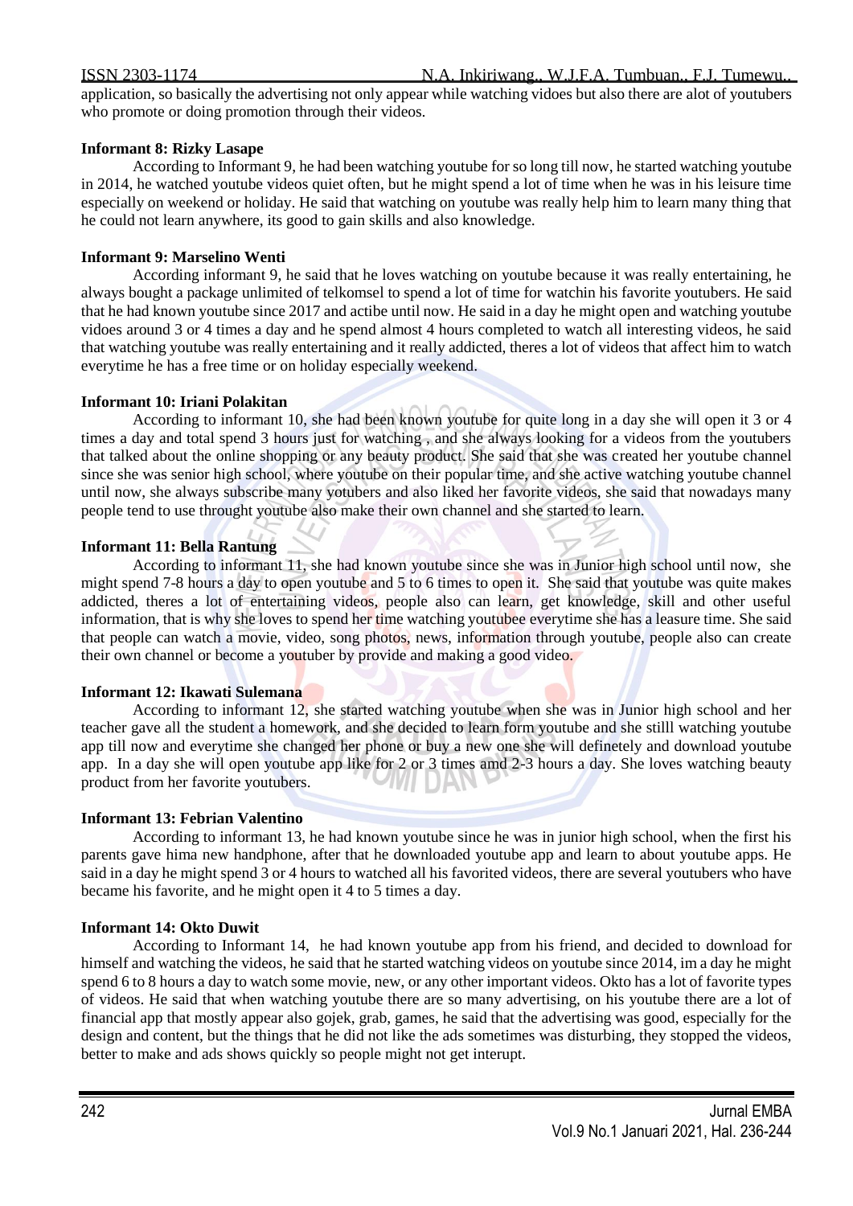application, so basically the advertising not only appear while watching vidoes but also there are alot of youtubers who promote or doing promotion through their videos.

**Informant 8: Rizky Lasape**

According to Informant 9, he had been watching youtube for so long till now, he started watching youtube in 2014, he watched youtube videos quiet often, but he might spend a lot of time when he was in his leisure time especially on weekend or holiday. He said that watching on youtube was really help him to learn many thing that he could not learn anywhere, its good to gain skills and also knowledge.

**Informant 9: Marselino Wenti**

According informant 9, he said that he loves watching on youtube because it was really entertaining, he always bought a package unlimited of telkomsel to spend a lot of time for watchin his favorite youtubers. He said that he had known youtube since 2017 and actibe until now. He said in a day he might open and watching youtube vidoes around 3 or 4 times a day and he spend almost 4 hours completed to watch all interesting videos, he said that watching youtube was really entertaining and it really addicted, theres a lot of videos that affect him to watch everytime he has a free time or on holiday especially weekend.

**Informant 10: Iriani Polakitan**

According to informant 10, she had been known youtube for quite long in a day she will open it 3 or 4 times a day and total spend 3 hours just for watching , and she always looking for a videos from the youtubers that talked about the online shopping or any beauty product. She said that she was created her youtube channel since she was senior high school, where youtube on their popular time, and she active watching youtube channel until now, she always subscribe many yotubers and also liked her favorite videos, she said that nowadays many people tend to use throught youtube also make their own channel and she started to learn.

**Informant 11: Bella Rantung**

According to informant 11, she had known youtube since she was in Junior high school until now, she might spend 7-8 hours a day to open youtube and 5 to 6 times to open it. She said that youtube was quite makes addicted, theres a lot of entertaining videos, people also can learn, get knowledge, skill and other useful information, that is why she loves to spend her time watching youtubee everytime she has a leasure time. She said that people can watch a movie, video, song photos, news, information through youtube, people also can create their own channel or become a youtuber by provide and making a good video.

**Informant 12: Ikawati Sulemana**

According to informant 12, she started watching youtube when she was in Junior high school and her teacher gave all the student a homework, and she decided to learn form youtube and she stilll watching youtube app till now and everytime she changed her phone or buy a new one she will definetely and download youtube app. In a day she will open youtube app like for 2 or 3 times and 2-3 hours a day. She loves watching beauty product from her favorite youtubers.

**Informant 13: Febrian Valentino**

According to informant 13, he had known youtube since he was in junior high school, when the first his parents gave hima new handphone, after that he downloaded youtube app and learn to about youtube apps. He said in a day he might spend 3 or 4 hours to watched all his favorited videos, there are several youtubers who have became his favorite, and he might open it 4 to 5 times a day.

**Informant 14: Okto Duwit**

According to Informant 14, he had known youtube app from his friend, and decided to download for himself and watching the videos, he said that he started watching videos on youtube since 2014, im a day he might spend 6 to 8 hours a day to watch some movie, new, or any other important videos. Okto has a lot of favorite types of videos. He said that when watching youtube there are so many advertising, on his youtube there are a lot of financial app that mostly appear also gojek, grab, games, he said that the advertising was good, especially for the design and content, but the things that he did not like the ads sometimes was disturbing, they stopped the videos, better to make and ads shows quickly so people might not get interupt.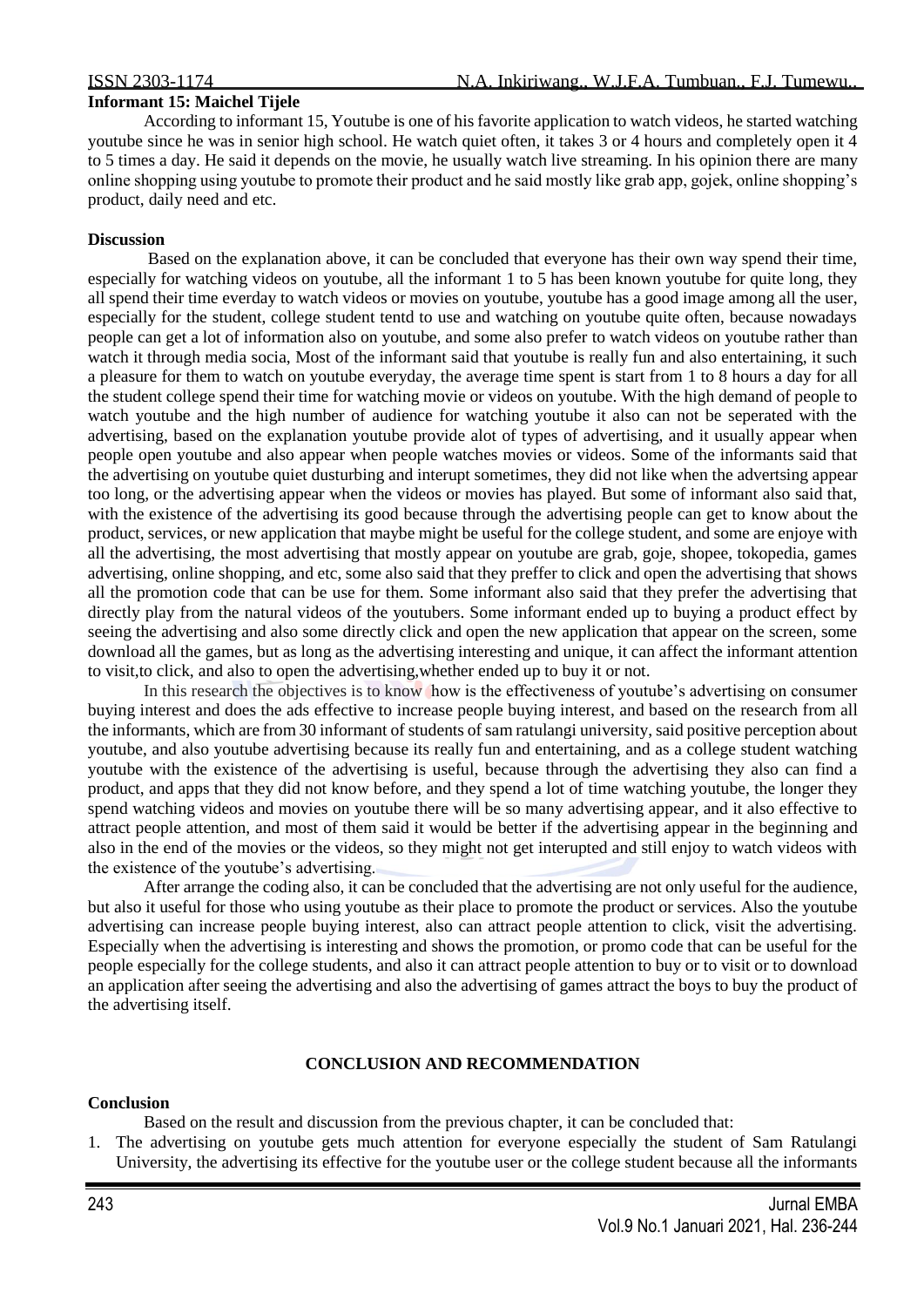**Informant 15: Maichel Tijele**

According to informant 15, Youtube is one of his favorite application to watch videos, he started watching youtube since he was in senior high school. He watch quiet often, it takes 3 or 4 hours and completely open it 4 to 5 times a day. He said it depends on the movie, he usually watch live streaming. In his opinion there are many online shopping using youtube to promote their product and he said mostly like grab app, gojek, online shopping's product, daily need and etc.

**Discussion**

Based on the explanation above, it can be concluded that everyone has their own way spend their time, especially for watching videos on youtube, all the informant 1 to 5 has been known youtube for quite long, they all spend their time everday to watch videos or movies on youtube, youtube has a good image among all the user, especially for the student, college student tentd to use and watching on youtube quite often, because nowadays people can get a lot of information also on youtube, and some also prefer to watch videos on youtube rather than watch it through media socia, Most of the informant said that youtube is really fun and also entertaining, it such a pleasure for them to watch on youtube everyday, the average time spent is start from 1 to 8 hours a day for all the student college spend their time for watching movie or videos on youtube. With the high demand of people to watch youtube and the high number of audience for watching youtube it also can not be seperated with the advertising, based on the explanation youtube provide alot of types of advertising, and it usually appear when people open youtube and also appear when people watches movies or videos. Some of the informants said that the advertising on youtube quiet dusturbing and interupt sometimes, they did not like when the advertsing appear too long, or the advertising appear when the videos or movies has played. But some of informant also said that, with the existence of the advertising its good because through the advertising people can get to know about the product, services, or new application that maybe might be useful for the college student, and some are enjoye with all the advertising, the most advertising that mostly appear on youtube are grab, goje, shopee, tokopedia, games advertising, online shopping, and etc, some also said that they preffer to click and open the advertising that shows all the promotion code that can be use for them. Some informant also said that they prefer the advertising that directly play from the natural videos of the youtubers. Some informant ended up to buying a product effect by seeing the advertising and also some directly click and open the new application that appear on the screen, some download all the games, but as long as the advertising interesting and unique, it can affect the informant attention to visit,to click, and also to open the advertising,whether ended up to buy it or not.

In this research the objectives is to know how is the effectiveness of youtube's advertising on consumer buying interest and does the ads effective to increase people buying interest, and based on the research from all the informants, which are from 30 informant of students of sam ratulangi university, said positive perception about youtube, and also youtube advertising because its really fun and entertaining, and as a college student watching youtube with the existence of the advertising is useful, because through the advertising they also can find a product, and apps that they did not know before, and they spend a lot of time watching youtube, the longer they spend watching videos and movies on youtube there will be so many advertising appear, and it also effective to attract people attention, and most of them said it would be better if the advertising appear in the beginning and also in the end of the movies or the videos, so they might not get interupted and still enjoy to watch videos with the existence of the youtube's advertising.

After arrange the coding also, it can be concluded that the advertising are not only useful for the audience, but also it useful for those who using youtube as their place to promote the product or services. Also the youtube advertising can increase people buying interest, also can attract people attention to click, visit the advertising. Especially when the advertising is interesting and shows the promotion, or promo code that can be useful for the people especially for the college students, and also it can attract people attention to buy or to visit or to download an application after seeing the advertising and also the advertising of games attract the boys to buy the product of the advertising itself.

## CONCLUSION AND RECOMMENDATION

**Conclusion**

Based on the result and discussion from the previous chapter, it can be concluded that:

1. The advertising on youtube gets much attention for everyone especially the student of Sam Ratulangi University, the advertising its effective for the youtube user or the college student because all the informants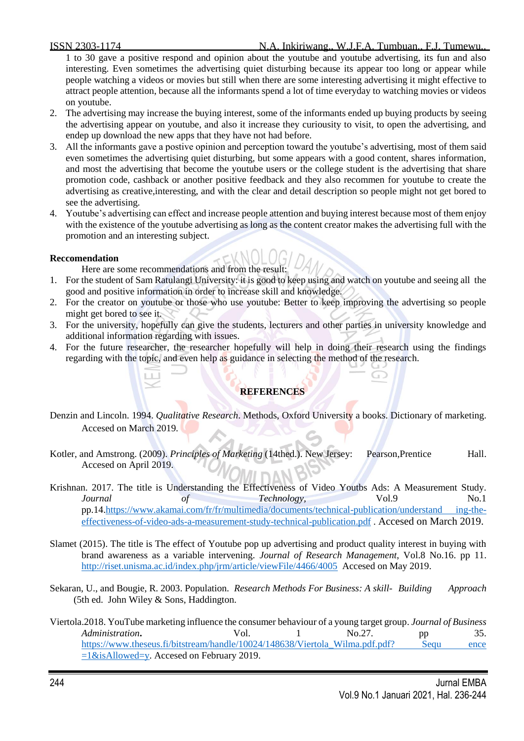1 to 30 gave a positive respond and opinion about the youtube and youtube advertising, its fun and also interesting. Even sometimes the advertising quiet disturbing because its appear too long or appear while people watching a videos or movies but still when there are some interesting advertising it might effective to attract people attention, because all the informants spend a lot of time everyday to watching movies or videos on youtube.

2. The advertising may increase the buying interest, some of the informants ended up buying products by seeing the advertising appear on youtube, and also it increase they curiousity to visit, to open the advertising, and endep up download the new apps that they have not had before.
3. All the informants gave a postive opinion and perception toward the youtube's advertising, most of them said even sometimes the advertising quiet disturbing, but some appears with a good content, shares information, and most the advertising that become the youtube users or the college student is the advertising that share promotion code, cashback or another positive feedback and they also recommen for youtube to create the advertising as creative,interesting, and with the clear and detail description so people might not get bored to see the advertising.
4. Youtube's advertising can effect and increase people attention and buying interest because most of them enjoy with the existence of the youtube advertising as long as the content creator makes the advertising full with the promotion and an interesting subject.

**Reccomendation**

Here are some recommendations and from the result:

1. For the student of Sam Ratulangi University: it is good to keep using and watch on youtube and seeing all the good and positive information in order to increase skill and knowledge.
2. For the creator on youtube or those who use youtube: Better to keep improving the advertising so people might get bored to see it.
3. For the university, hopefully can give the students, lecturers and other parties in university knowledge and additional information regarding with issues.
4. For the future researcher, the researcher hopefully will help in doing their research using the findings regarding with the topic, and even help as guidance in selecting the method of the research.

## REFERENCES

Denzin and Lincoln. 1994. *Qualitative Research*. Methods, Oxford University a books. Dictionary of marketing. Accesed on March 2019.

Kotler, and Amstrong. (2009). *Principles of Marketing* (14thed.). New Jersey: Pearson,Prentice Hall. Accesed on April 2019.

Krishnan. 2017. The title is Understanding the Effectiveness of Video Youtbs Ads: A Measurement Study. *Journal of Technology*, Vol.9 No.1 pp.14.https://www.akamai.com/fr/fr/multimedia/documents/technical-publication/understand ing-the-effectiveness-of-video-ads-a-measurement-study-technical-publication.pdf . Accesed on March 2019.

Slamet (2015). The title is The effect of Youtube pop up advertising and product quality interest in buying with brand awareness as a variable intervening. *Journal of Research Management*, Vol.8 No.16. pp 11. http://riset.unisma.ac.id/index.php/jrm/article/viewFile/4466/4005 Accesed on May 2019.

Sekaran, U., and Bougie, R. 2003. Population. *Research Methods For Business: A skill- Building Approach* (5th ed. John Wiley & Sons, Haddington.

Viertola.2018. YouTube marketing influence the consumer behaviour of a young target group. *Journal of Business Administration***.** Vol. 1 No.27. pp 35. https://www.theseus.fi/bitstream/handle/10024/148638/Viertola_Wilma.pdf.pdf? Sequ ence =1&isAllowed=y. Accesed on February 2019.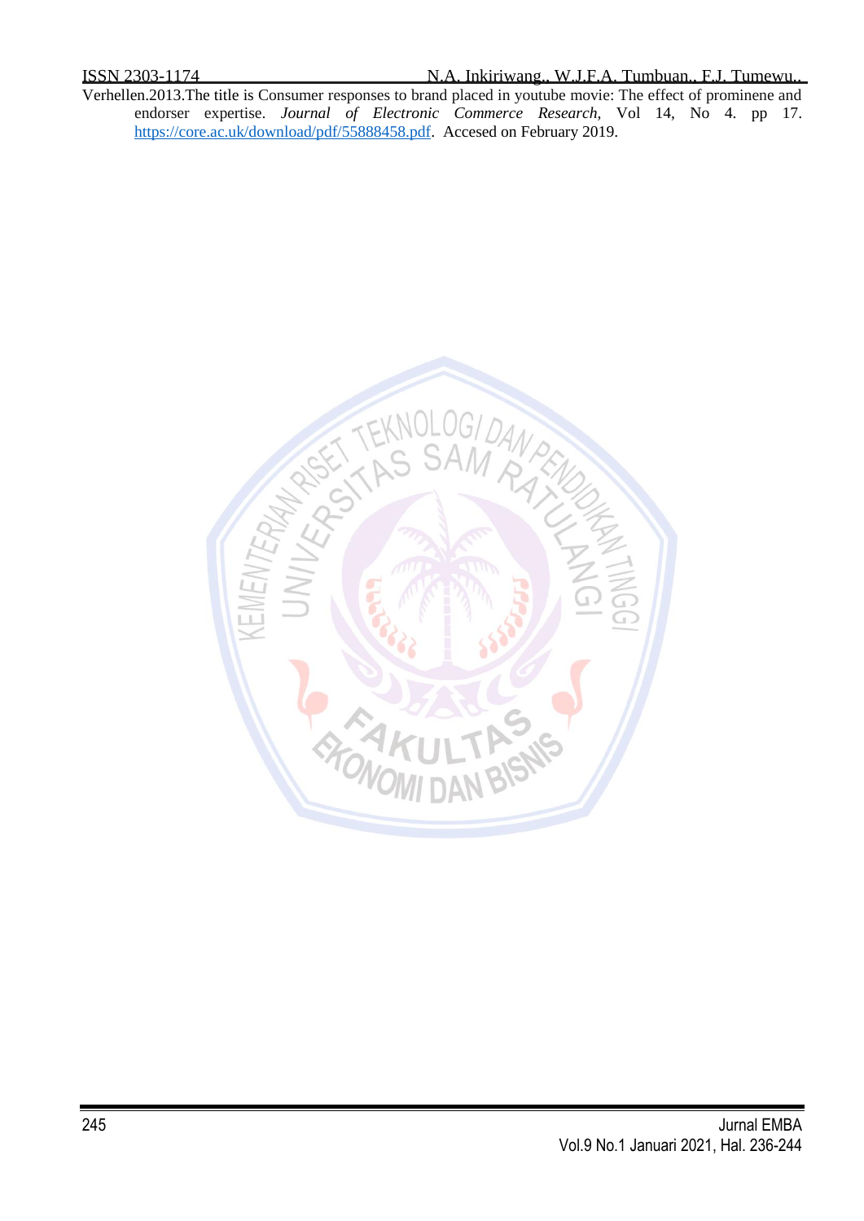Verhellen.2013.The title is Consumer responses to brand placed in youtube movie: The effect of prominene and endorser expertise. *Journal of Electronic Commerce Research,* Vol 14, No 4. pp 17. https://core.ac.uk/download/pdf/55888458.pdf. Accesed on February 2019.